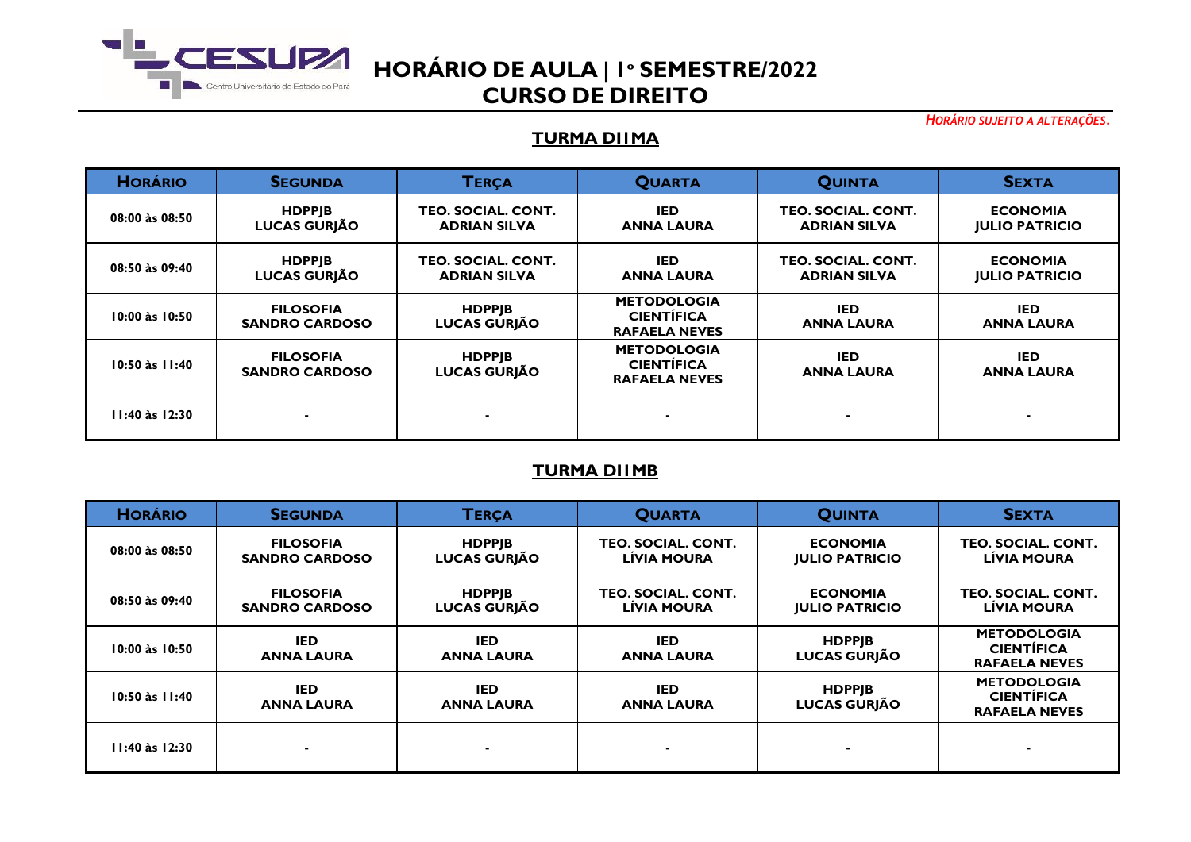# HORÁRIO DE AULA | 1º SEMESTRE/2022
# CURSO DE DIREITO

*HORÁRIO SUJEITO A ALTERAÇÕES.*

## TURMA D11MA

| HORÁRIO | SEGUNDA | TERÇA | QUARTA | QUINTA | SEXTA |
|---|---|---|---|---|---|
| 08:00 às 08:50 | HDPPJB<br>LUCAS GURJÃO | TEO. SOCIAL. CONT.<br>ADRIAN SILVA | IED<br>ANNA LAURA | TEO. SOCIAL. CONT.<br>ADRIAN SILVA | ECONOMIA<br>JULIO PATRICIO |
| 08:50 às 09:40 | HDPPJB<br>LUCAS GURJÃO | TEO. SOCIAL. CONT.<br>ADRIAN SILVA | IED<br>ANNA LAURA | TEO. SOCIAL. CONT.<br>ADRIAN SILVA | ECONOMIA<br>JULIO PATRICIO |
| 10:00 às 10:50 | FILOSOFIA<br>SANDRO CARDOSO | HDPPJB<br>LUCAS GURJÃO | METODOLOGIA CIENTÍFICA<br>RAFAELA NEVES | IED<br>ANNA LAURA | IED<br>ANNA LAURA |
| 10:50 às 11:40 | FILOSOFIA<br>SANDRO CARDOSO | HDPPJB<br>LUCAS GURJÃO | METODOLOGIA CIENTÍFICA<br>RAFAELA NEVES | IED<br>ANNA LAURA | IED<br>ANNA LAURA |
| 11:40 às 12:30 | - | - | - | - | - |

## TURMA D11MB

| HORÁRIO | SEGUNDA | TERÇA | QUARTA | QUINTA | SEXTA |
|---|---|---|---|---|---|
| 08:00 às 08:50 | FILOSOFIA<br>SANDRO CARDOSO | HDPPJB<br>LUCAS GURJÃO | TEO. SOCIAL. CONT.<br>LÍVIA MOURA | ECONOMIA<br>JULIO PATRICIO | TEO. SOCIAL. CONT.<br>LÍVIA MOURA |
| 08:50 às 09:40 | FILOSOFIA<br>SANDRO CARDOSO | HDPPJB<br>LUCAS GURJÃO | TEO. SOCIAL. CONT.<br>LÍVIA MOURA | ECONOMIA<br>JULIO PATRICIO | TEO. SOCIAL. CONT.<br>LÍVIA MOURA |
| 10:00 às 10:50 | IED<br>ANNA LAURA | IED<br>ANNA LAURA | IED<br>ANNA LAURA | HDPPJB<br>LUCAS GURJÃO | METODOLOGIA CIENTÍFICA<br>RAFAELA NEVES |
| 10:50 às 11:40 | IED<br>ANNA LAURA | IED<br>ANNA LAURA | IED<br>ANNA LAURA | HDPPJB<br>LUCAS GURJÃO | METODOLOGIA CIENTÍFICA<br>RAFAELA NEVES |
| 11:40 às 12:30 | - | - | - | - | - |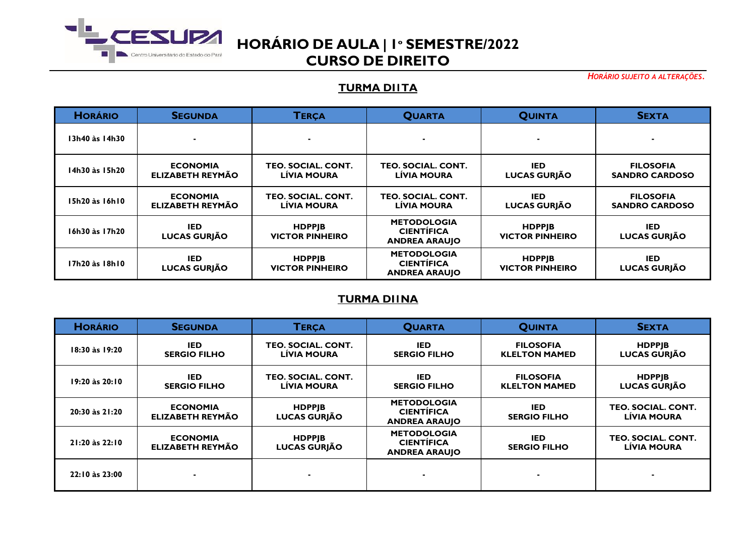# HORÁRIO DE AULA | 1º SEMESTRE/2022
# CURSO DE DIREITO

*HORÁRIO SUJEITO A ALTERAÇÕES.*

## TURMA DI1TA

| HORÁRIO | SEGUNDA | TERÇA | QUARTA | QUINTA | SEXTA |
|---|---|---|---|---|---|
| 13h40 às 14h30 | - | - | - | - | - |
| 14h30 às 15h20 | ECONOMIA ELIZABETH REYMÃO | TEO. SOCIAL. CONT. LÍVIA MOURA | TEO. SOCIAL. CONT. LÍVIA MOURA | IED LUCAS GURJÃO | FILOSOFIA SANDRO CARDOSO |
| 15h20 às 16h10 | ECONOMIA ELIZABETH REYMÃO | TEO. SOCIAL. CONT. LÍVIA MOURA | TEO. SOCIAL. CONT. LÍVIA MOURA | IED LUCAS GURJÃO | FILOSOFIA SANDRO CARDOSO |
| 16h30 às 17h20 | IED LUCAS GURJÃO | HDPPJB VICTOR PINHEIRO | METODOLOGIA CIENTÍFICA ANDREA ARAUJO | HDPPJB VICTOR PINHEIRO | IED LUCAS GURJÃO |
| 17h20 às 18h10 | IED LUCAS GURJÃO | HDPPJB VICTOR PINHEIRO | METODOLOGIA CIENTÍFICA ANDREA ARAUJO | HDPPJB VICTOR PINHEIRO | IED LUCAS GURJÃO |

## TURMA DI1NA

| HORÁRIO | SEGUNDA | TERÇA | QUARTA | QUINTA | SEXTA |
|---|---|---|---|---|---|
| 18:30 às 19:20 | IED SERGIO FILHO | TEO. SOCIAL. CONT. LÍVIA MOURA | IED SERGIO FILHO | FILOSOFIA KLELTON MAMED | HDPPJB LUCAS GURJÃO |
| 19:20 às 20:10 | IED SERGIO FILHO | TEO. SOCIAL. CONT. LÍVIA MOURA | IED SERGIO FILHO | FILOSOFIA KLELTON MAMED | HDPPJB LUCAS GURJÃO |
| 20:30 às 21:20 | ECONOMIA ELIZABETH REYMÃO | HDPPJB LUCAS GURJÃO | METODOLOGIA CIENTÍFICA ANDREA ARAUJO | IED SERGIO FILHO | TEO. SOCIAL. CONT. LÍVIA MOURA |
| 21:20 às 22:10 | ECONOMIA ELIZABETH REYMÃO | HDPPJB LUCAS GURJÃO | METODOLOGIA CIENTÍFICA ANDREA ARAUJO | IED SERGIO FILHO | TEO. SOCIAL. CONT. LÍVIA MOURA |
| 22:10 às 23:00 | - | - | - | - | - |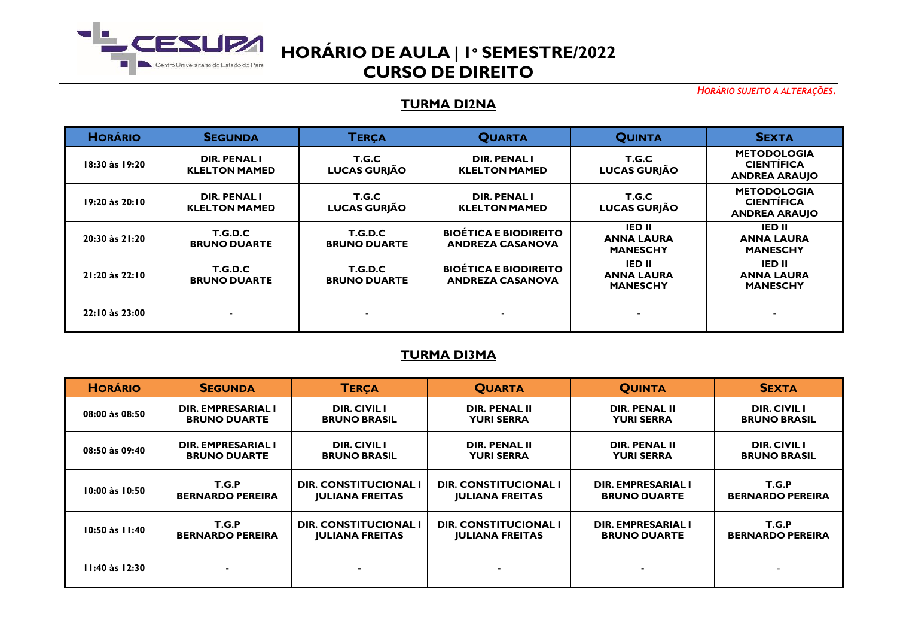# HORÁRIO DE AULA | 1° SEMESTRE/2022
# CURSO DE DIREITO

*HORÁRIO SUJEITO A ALTERAÇÕES.*

## TURMA DI2NA

| HORÁRIO | SEGUNDA | TERÇA | QUARTA | QUINTA | SEXTA |
|---|---|---|---|---|---|
| 18:30 às 19:20 | DIR. PENAL I KLELTON MAMED | T.G.C LUCAS GURJÃO | DIR. PENAL I KLELTON MAMED | T.G.C LUCAS GURJÃO | METODOLOGIA CIENTÍFICA ANDREA ARAUJO |
| 19:20 às 20:10 | DIR. PENAL I KLELTON MAMED | T.G.C LUCAS GURJÃO | DIR. PENAL I KLELTON MAMED | T.G.C LUCAS GURJÃO | METODOLOGIA CIENTÍFICA ANDREA ARAUJO |
| 20:30 às 21:20 | T.G.D.C BRUNO DUARTE | T.G.D.C BRUNO DUARTE | BIOÉTICA E BIODIREITO ANDREZA CASANOVA | IED II ANNA LAURA MANESCHY | IED II ANNA LAURA MANESCHY |
| 21:20 às 22:10 | T.G.D.C BRUNO DUARTE | T.G.D.C BRUNO DUARTE | BIOÉTICA E BIODIREITO ANDREZA CASANOVA | IED II ANNA LAURA MANESCHY | IED II ANNA LAURA MANESCHY |
| 22:10 às 23:00 | - | - | - | - | - |

## TURMA DI3MA

| HORÁRIO | SEGUNDA | TERÇA | QUARTA | QUINTA | SEXTA |
|---|---|---|---|---|---|
| 08:00 às 08:50 | DIR. EMPRESARIAL I BRUNO DUARTE | DIR. CIVIL I BRUNO BRASIL | DIR. PENAL II YURI SERRA | DIR. PENAL II YURI SERRA | DIR. CIVIL I BRUNO BRASIL |
| 08:50 às 09:40 | DIR. EMPRESARIAL I BRUNO DUARTE | DIR. CIVIL I BRUNO BRASIL | DIR. PENAL II YURI SERRA | DIR. PENAL II YURI SERRA | DIR. CIVIL I BRUNO BRASIL |
| 10:00 às 10:50 | T.G.P BERNARDO PEREIRA | DIR. CONSTITUCIONAL I JULIANA FREITAS | DIR. CONSTITUCIONAL I JULIANA FREITAS | DIR. EMPRESARIAL I BRUNO DUARTE | T.G.P BERNARDO PEREIRA |
| 10:50 às 11:40 | T.G.P BERNARDO PEREIRA | DIR. CONSTITUCIONAL I JULIANA FREITAS | DIR. CONSTITUCIONAL I JULIANA FREITAS | DIR. EMPRESARIAL I BRUNO DUARTE | T.G.P BERNARDO PEREIRA |
| 11:40 às 12:30 | - | - | - | - | - |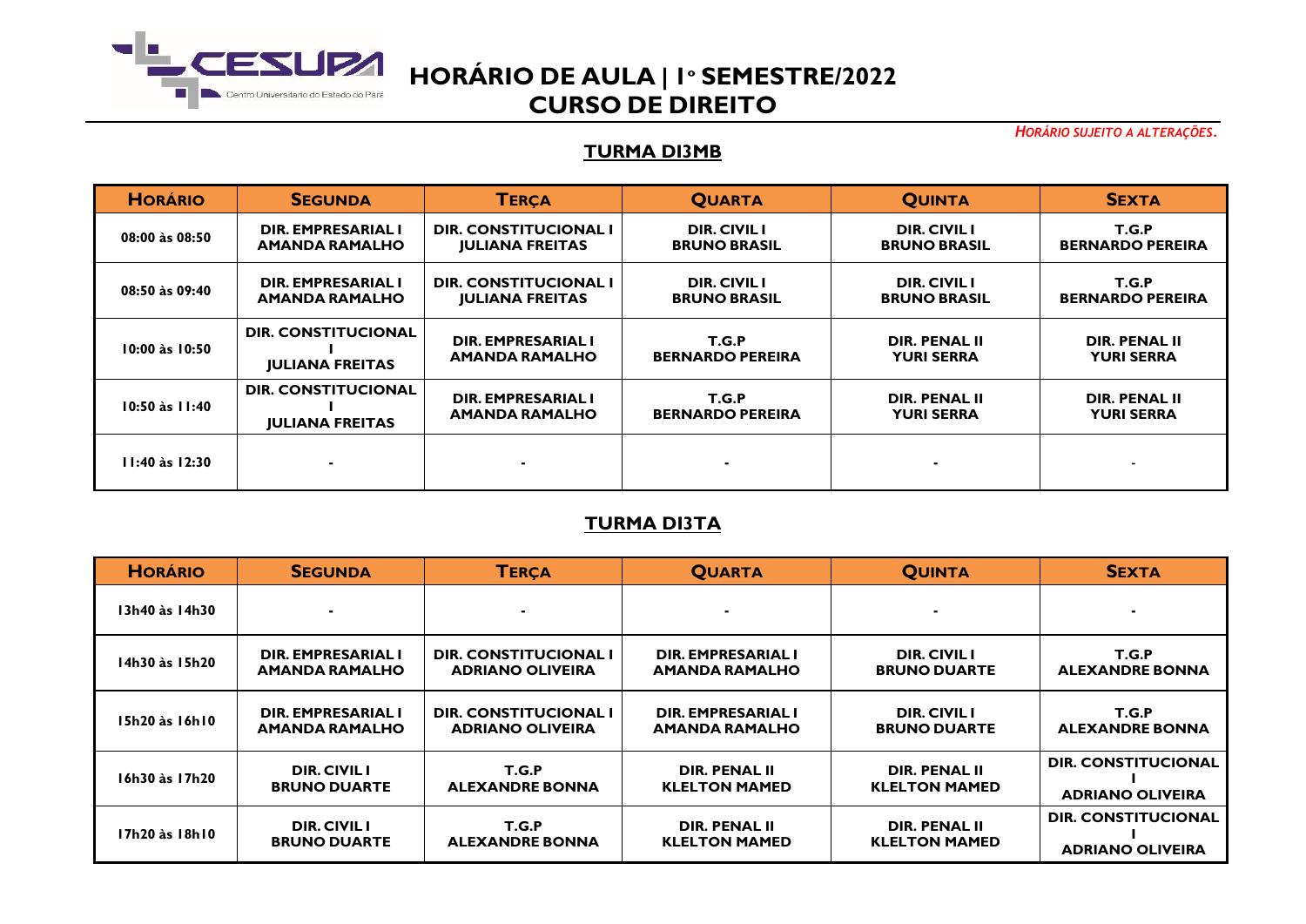# HORÁRIO DE AULA | 1° SEMESTRE/2022
## CURSO DE DIREITO

*HORÁRIO SUJEITO A ALTERAÇÕES.*

### TURMA DI3MB

| HORÁRIO | SEGUNDA | TERÇA | QUARTA | QUINTA | SEXTA |
|---|---|---|---|---|---|
| 08:00 às 08:50 | DIR. EMPRESARIAL I AMANDA RAMALHO | DIR. CONSTITUCIONAL I JULIANA FREITAS | DIR. CIVIL I BRUNO BRASIL | DIR. CIVIL I BRUNO BRASIL | T.G.P BERNARDO PEREIRA |
| 08:50 às 09:40 | DIR. EMPRESARIAL I AMANDA RAMALHO | DIR. CONSTITUCIONAL I JULIANA FREITAS | DIR. CIVIL I BRUNO BRASIL | DIR. CIVIL I BRUNO BRASIL | T.G.P BERNARDO PEREIRA |
| 10:00 às 10:50 | DIR. CONSTITUCIONAL I JULIANA FREITAS | DIR. EMPRESARIAL I AMANDA RAMALHO | T.G.P BERNARDO PEREIRA | DIR. PENAL II YURI SERRA | DIR. PENAL II YURI SERRA |
| 10:50 às 11:40 | DIR. CONSTITUCIONAL I JULIANA FREITAS | DIR. EMPRESARIAL I AMANDA RAMALHO | T.G.P BERNARDO PEREIRA | DIR. PENAL II YURI SERRA | DIR. PENAL II YURI SERRA |
| 11:40 às 12:30 | - | - | - | - | - |

### TURMA DI3TA

| HORÁRIO | SEGUNDA | TERÇA | QUARTA | QUINTA | SEXTA |
|---|---|---|---|---|---|
| 13h40 às 14h30 | - | - | - | - | - |
| 14h30 às 15h20 | DIR. EMPRESARIAL I AMANDA RAMALHO | DIR. CONSTITUCIONAL I ADRIANO OLIVEIRA | DIR. EMPRESARIAL I AMANDA RAMALHO | DIR. CIVIL I BRUNO DUARTE | T.G.P ALEXANDRE BONNA |
| 15h20 às 16h10 | DIR. EMPRESARIAL I AMANDA RAMALHO | DIR. CONSTITUCIONAL I ADRIANO OLIVEIRA | DIR. EMPRESARIAL I AMANDA RAMALHO | DIR. CIVIL I BRUNO DUARTE | T.G.P ALEXANDRE BONNA |
| 16h30 às 17h20 | DIR. CIVIL I BRUNO DUARTE | T.G.P ALEXANDRE BONNA | DIR. PENAL II KLELTON MAMED | DIR. PENAL II KLELTON MAMED | DIR. CONSTITUCIONAL I ADRIANO OLIVEIRA |
| 17h20 às 18h10 | DIR. CIVIL I BRUNO DUARTE | T.G.P ALEXANDRE BONNA | DIR. PENAL II KLELTON MAMED | DIR. PENAL II KLELTON MAMED | DIR. CONSTITUCIONAL I ADRIANO OLIVEIRA |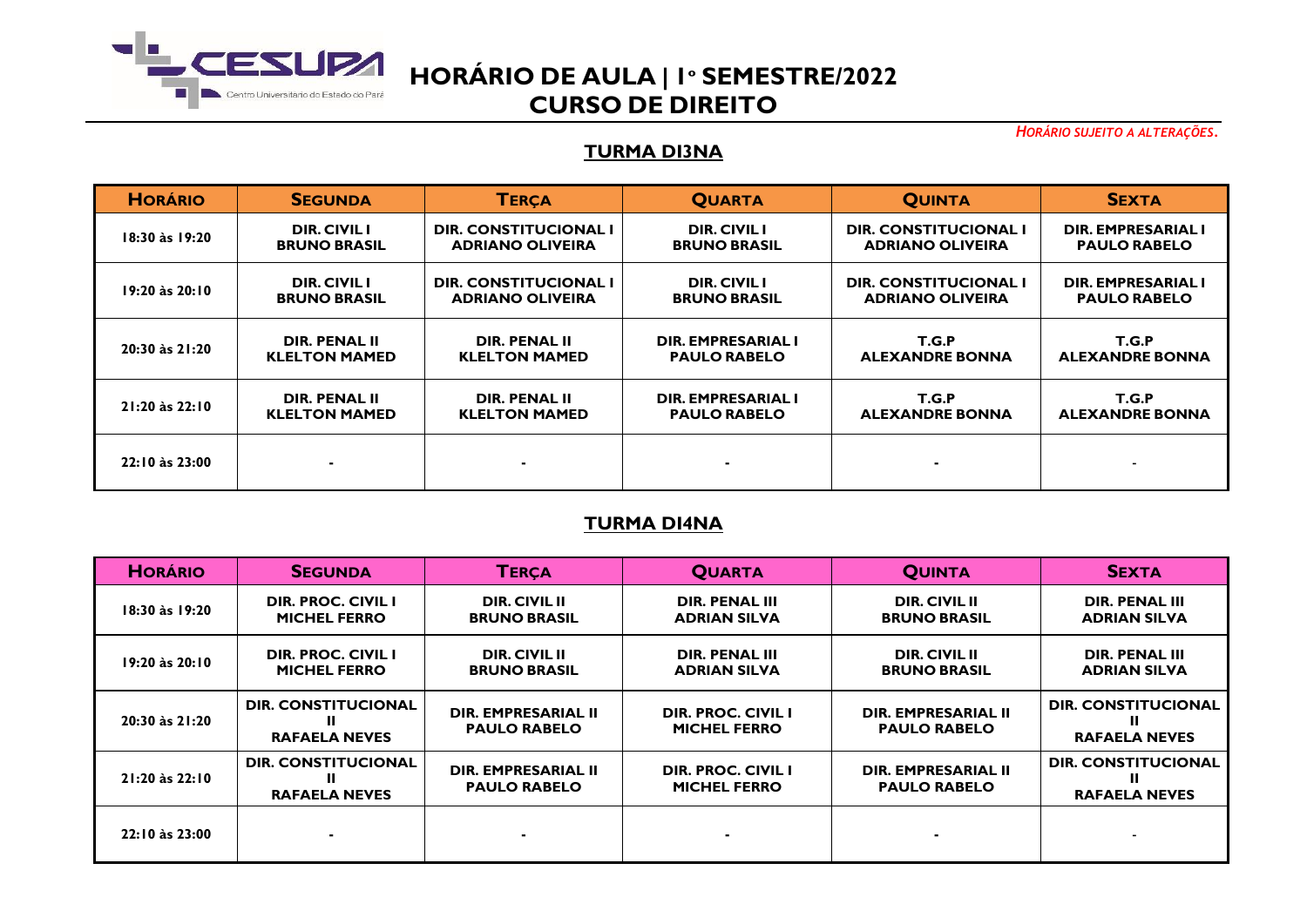# HORÁRIO DE AULA | 1º SEMESTRE/2022
# CURSO DE DIREITO

*HORÁRIO SUJEITO A ALTERAÇÕES.*

## TURMA DI3NA

| HORÁRIO | SEGUNDA | TERÇA | QUARTA | QUINTA | SEXTA |
|---|---|---|---|---|---|
| 18:30 às 19:20 | DIR. CIVIL I BRUNO BRASIL | DIR. CONSTITUCIONAL I ADRIANO OLIVEIRA | DIR. CIVIL I BRUNO BRASIL | DIR. CONSTITUCIONAL I ADRIANO OLIVEIRA | DIR. EMPRESARIAL I PAULO RABELO |
| 19:20 às 20:10 | DIR. CIVIL I BRUNO BRASIL | DIR. CONSTITUCIONAL I ADRIANO OLIVEIRA | DIR. CIVIL I BRUNO BRASIL | DIR. CONSTITUCIONAL I ADRIANO OLIVEIRA | DIR. EMPRESARIAL I PAULO RABELO |
| 20:30 às 21:20 | DIR. PENAL II KLELTON MAMED | DIR. PENAL II KLELTON MAMED | DIR. EMPRESARIAL I PAULO RABELO | T.G.P ALEXANDRE BONNA | T.G.P ALEXANDRE BONNA |
| 21:20 às 22:10 | DIR. PENAL II KLELTON MAMED | DIR. PENAL II KLELTON MAMED | DIR. EMPRESARIAL I PAULO RABELO | T.G.P ALEXANDRE BONNA | T.G.P ALEXANDRE BONNA |
| 22:10 às 23:00 | - | - | - | - | - |

## TURMA DI4NA

| HORÁRIO | SEGUNDA | TERÇA | QUARTA | QUINTA | SEXTA |
|---|---|---|---|---|---|
| 18:30 às 19:20 | DIR. PROC. CIVIL I MICHEL FERRO | DIR. CIVIL II BRUNO BRASIL | DIR. PENAL III ADRIAN SILVA | DIR. CIVIL II BRUNO BRASIL | DIR. PENAL III ADRIAN SILVA |
| 19:20 às 20:10 | DIR. PROC. CIVIL I MICHEL FERRO | DIR. CIVIL II BRUNO BRASIL | DIR. PENAL III ADRIAN SILVA | DIR. CIVIL II BRUNO BRASIL | DIR. PENAL III ADRIAN SILVA |
| 20:30 às 21:20 | DIR. CONSTITUCIONAL II RAFAELA NEVES | DIR. EMPRESARIAL II PAULO RABELO | DIR. PROC. CIVIL I MICHEL FERRO | DIR. EMPRESARIAL II PAULO RABELO | DIR. CONSTITUCIONAL II RAFAELA NEVES |
| 21:20 às 22:10 | DIR. CONSTITUCIONAL II RAFAELA NEVES | DIR. EMPRESARIAL II PAULO RABELO | DIR. PROC. CIVIL I MICHEL FERRO | DIR. EMPRESARIAL II PAULO RABELO | DIR. CONSTITUCIONAL II RAFAELA NEVES |
| 22:10 às 23:00 | - | - | - | - | - |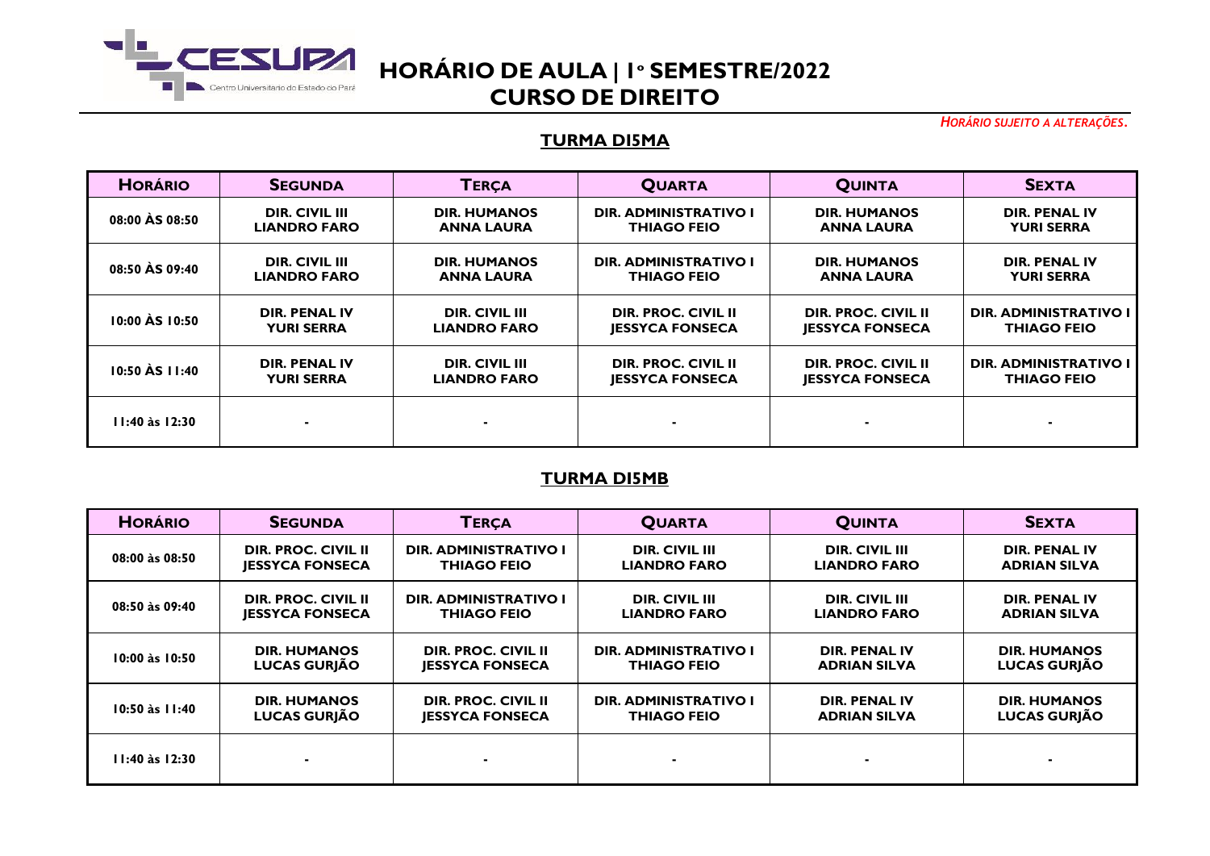# HORÁRIO DE AULA | 1º SEMESTRE/2022
# CURSO DE DIREITO

*HORÁRIO SUJEITO A ALTERAÇÕES.*

## TURMA DI5MA

| HORÁRIO | SEGUNDA | TERÇA | QUARTA | QUINTA | SEXTA |
|---|---|---|---|---|---|
| 08:00 ÀS 08:50 | DIR. CIVIL III<br>LIANDRO FARO | DIR. HUMANOS<br>ANNA LAURA | DIR. ADMINISTRATIVO I<br>THIAGO FEIO | DIR. HUMANOS<br>ANNA LAURA | DIR. PENAL IV<br>YURI SERRA |
| 08:50 ÀS 09:40 | DIR. CIVIL III<br>LIANDRO FARO | DIR. HUMANOS<br>ANNA LAURA | DIR. ADMINISTRATIVO I<br>THIAGO FEIO | DIR. HUMANOS<br>ANNA LAURA | DIR. PENAL IV<br>YURI SERRA |
| 10:00 ÀS 10:50 | DIR. PENAL IV<br>YURI SERRA | DIR. CIVIL III<br>LIANDRO FARO | DIR. PROC. CIVIL II<br>JESSYCA FONSECA | DIR. PROC. CIVIL II<br>JESSYCA FONSECA | DIR. ADMINISTRATIVO I<br>THIAGO FEIO |
| 10:50 ÀS 11:40 | DIR. PENAL IV<br>YURI SERRA | DIR. CIVIL III<br>LIANDRO FARO | DIR. PROC. CIVIL II<br>JESSYCA FONSECA | DIR. PROC. CIVIL II<br>JESSYCA FONSECA | DIR. ADMINISTRATIVO I<br>THIAGO FEIO |
| 11:40 às 12:30 | - | - | - | - | - |

## TURMA DI5MB

| HORÁRIO | SEGUNDA | TERÇA | QUARTA | QUINTA | SEXTA |
|---|---|---|---|---|---|
| 08:00 às 08:50 | DIR. PROC. CIVIL II<br>JESSYCA FONSECA | DIR. ADMINISTRATIVO I<br>THIAGO FEIO | DIR. CIVIL III<br>LIANDRO FARO | DIR. CIVIL III<br>LIANDRO FARO | DIR. PENAL IV<br>ADRIAN SILVA |
| 08:50 às 09:40 | DIR. PROC. CIVIL II<br>JESSYCA FONSECA | DIR. ADMINISTRATIVO I<br>THIAGO FEIO | DIR. CIVIL III<br>LIANDRO FARO | DIR. CIVIL III<br>LIANDRO FARO | DIR. PENAL IV<br>ADRIAN SILVA |
| 10:00 às 10:50 | DIR. HUMANOS<br>LUCAS GURJÃO | DIR. PROC. CIVIL II<br>JESSYCA FONSECA | DIR. ADMINISTRATIVO I<br>THIAGO FEIO | DIR. PENAL IV<br>ADRIAN SILVA | DIR. HUMANOS<br>LUCAS GURJÃO |
| 10:50 às 11:40 | DIR. HUMANOS<br>LUCAS GURJÃO | DIR. PROC. CIVIL II<br>JESSYCA FONSECA | DIR. ADMINISTRATIVO I<br>THIAGO FEIO | DIR. PENAL IV<br>ADRIAN SILVA | DIR. HUMANOS<br>LUCAS GURJÃO |
| 11:40 às 12:30 | - | - | - | - | - |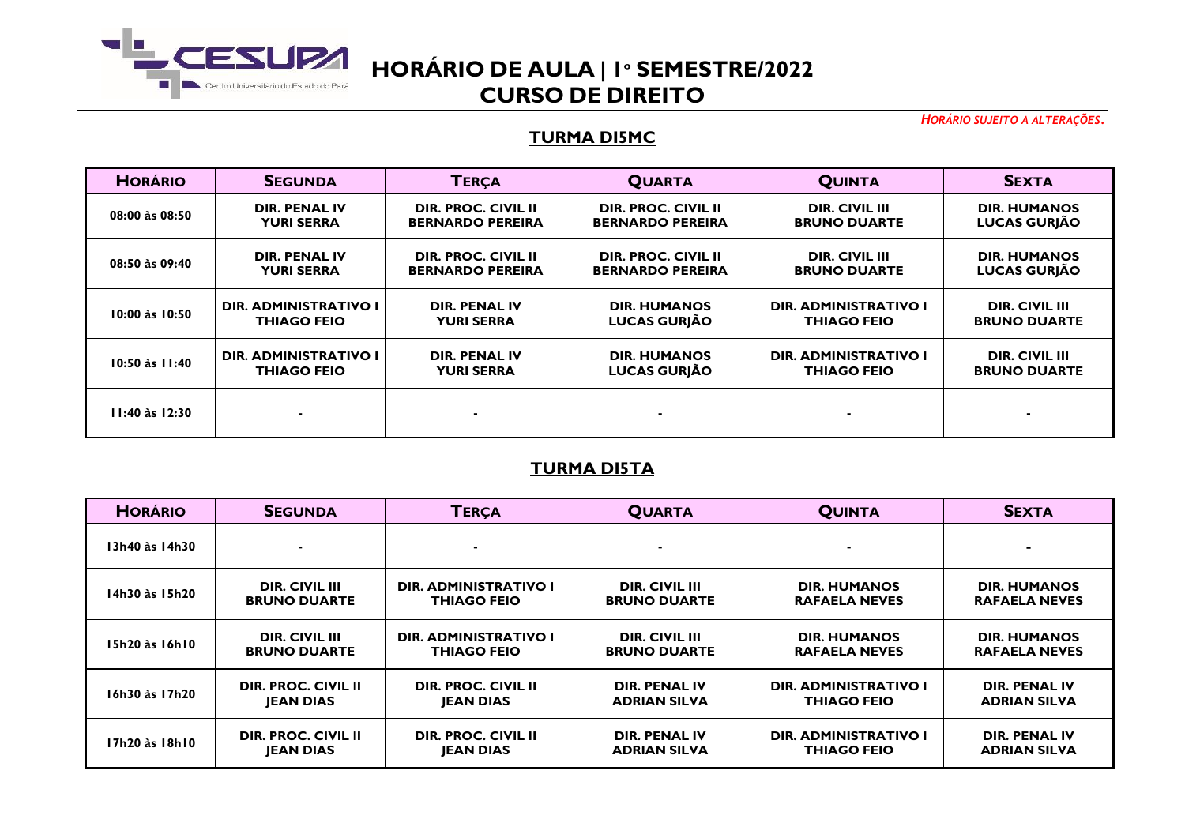# HORÁRIO DE AULA | 1º SEMESTRE/2022
# CURSO DE DIREITO

*HORÁRIO SUJEITO A ALTERAÇÕES.*

## TURMA DI5MC

| HORÁRIO | SEGUNDA | TERÇA | QUARTA | QUINTA | SEXTA |
|---|---|---|---|---|---|
| 08:00 às 08:50 | DIR. PENAL IV YURI SERRA | DIR. PROC. CIVIL II BERNARDO PEREIRA | DIR. PROC. CIVIL II BERNARDO PEREIRA | DIR. CIVIL III BRUNO DUARTE | DIR. HUMANOS LUCAS GURJÃO |
| 08:50 às 09:40 | DIR. PENAL IV YURI SERRA | DIR. PROC. CIVIL II BERNARDO PEREIRA | DIR. PROC. CIVIL II BERNARDO PEREIRA | DIR. CIVIL III BRUNO DUARTE | DIR. HUMANOS LUCAS GURJÃO |
| 10:00 às 10:50 | DIR. ADMINISTRATIVO I THIAGO FEIO | DIR. PENAL IV YURI SERRA | DIR. HUMANOS LUCAS GURJÃO | DIR. ADMINISTRATIVO I THIAGO FEIO | DIR. CIVIL III BRUNO DUARTE |
| 10:50 às 11:40 | DIR. ADMINISTRATIVO I THIAGO FEIO | DIR. PENAL IV YURI SERRA | DIR. HUMANOS LUCAS GURJÃO | DIR. ADMINISTRATIVO I THIAGO FEIO | DIR. CIVIL III BRUNO DUARTE |
| 11:40 às 12:30 | - | - | - | - | - |

## TURMA DI5TA

| HORÁRIO | SEGUNDA | TERÇA | QUARTA | QUINTA | SEXTA |
|---|---|---|---|---|---|
| 13h40 às 14h30 | - | - | - | - | - |
| 14h30 às 15h20 | DIR. CIVIL III BRUNO DUARTE | DIR. ADMINISTRATIVO I THIAGO FEIO | DIR. CIVIL III BRUNO DUARTE | DIR. HUMANOS RAFAELA NEVES | DIR. HUMANOS RAFAELA NEVES |
| 15h20 às 16h10 | DIR. CIVIL III BRUNO DUARTE | DIR. ADMINISTRATIVO I THIAGO FEIO | DIR. CIVIL III BRUNO DUARTE | DIR. HUMANOS RAFAELA NEVES | DIR. HUMANOS RAFAELA NEVES |
| 16h30 às 17h20 | DIR. PROC. CIVIL II JEAN DIAS | DIR. PROC. CIVIL II JEAN DIAS | DIR. PENAL IV ADRIAN SILVA | DIR. ADMINISTRATIVO I THIAGO FEIO | DIR. PENAL IV ADRIAN SILVA |
| 17h20 às 18h10 | DIR. PROC. CIVIL II JEAN DIAS | DIR. PROC. CIVIL II JEAN DIAS | DIR. PENAL IV ADRIAN SILVA | DIR. ADMINISTRATIVO I THIAGO FEIO | DIR. PENAL IV ADRIAN SILVA |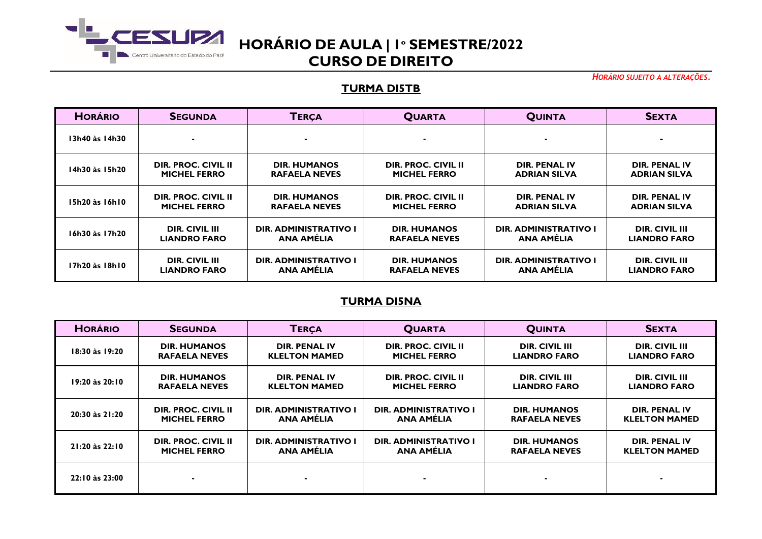# HORÁRIO DE AULA | 1º SEMESTRE/2022
# CURSO DE DIREITO

*HORÁRIO SUJEITO A ALTERAÇÕES.*

## TURMA DI5TB

| HORÁRIO | SEGUNDA | TERÇA | QUARTA | QUINTA | SEXTA |
|---|---|---|---|---|---|
| 13h40 às 14h30 | - | - | - | - | - |
| 14h30 às 15h20 | DIR. PROC. CIVIL II MICHEL FERRO | DIR. HUMANOS RAFAELA NEVES | DIR. PROC. CIVIL II MICHEL FERRO | DIR. PENAL IV ADRIAN SILVA | DIR. PENAL IV ADRIAN SILVA |
| 15h20 às 16h10 | DIR. PROC. CIVIL II MICHEL FERRO | DIR. HUMANOS RAFAELA NEVES | DIR. PROC. CIVIL II MICHEL FERRO | DIR. PENAL IV ADRIAN SILVA | DIR. PENAL IV ADRIAN SILVA |
| 16h30 às 17h20 | DIR. CIVIL III LIANDRO FARO | DIR. ADMINISTRATIVO I ANA AMÉLIA | DIR. HUMANOS RAFAELA NEVES | DIR. ADMINISTRATIVO I ANA AMÉLIA | DIR. CIVIL III LIANDRO FARO |
| 17h20 às 18h10 | DIR. CIVIL III LIANDRO FARO | DIR. ADMINISTRATIVO I ANA AMÉLIA | DIR. HUMANOS RAFAELA NEVES | DIR. ADMINISTRATIVO I ANA AMÉLIA | DIR. CIVIL III LIANDRO FARO |

## TURMA DI5NA

| HORÁRIO | SEGUNDA | TERÇA | QUARTA | QUINTA | SEXTA |
|---|---|---|---|---|---|
| 18:30 às 19:20 | DIR. HUMANOS RAFAELA NEVES | DIR. PENAL IV KLELTON MAMED | DIR. PROC. CIVIL II MICHEL FERRO | DIR. CIVIL III LIANDRO FARO | DIR. CIVIL III LIANDRO FARO |
| 19:20 às 20:10 | DIR. HUMANOS RAFAELA NEVES | DIR. PENAL IV KLELTON MAMED | DIR. PROC. CIVIL II MICHEL FERRO | DIR. CIVIL III LIANDRO FARO | DIR. CIVIL III LIANDRO FARO |
| 20:30 às 21:20 | DIR. PROC. CIVIL II MICHEL FERRO | DIR. ADMINISTRATIVO I ANA AMÉLIA | DIR. ADMINISTRATIVO I ANA AMÉLIA | DIR. HUMANOS RAFAELA NEVES | DIR. PENAL IV KLELTON MAMED |
| 21:20 às 22:10 | DIR. PROC. CIVIL II MICHEL FERRO | DIR. ADMINISTRATIVO I ANA AMÉLIA | DIR. ADMINISTRATIVO I ANA AMÉLIA | DIR. HUMANOS RAFAELA NEVES | DIR. PENAL IV KLELTON MAMED |
| 22:10 às 23:00 | - | - | - | - | - |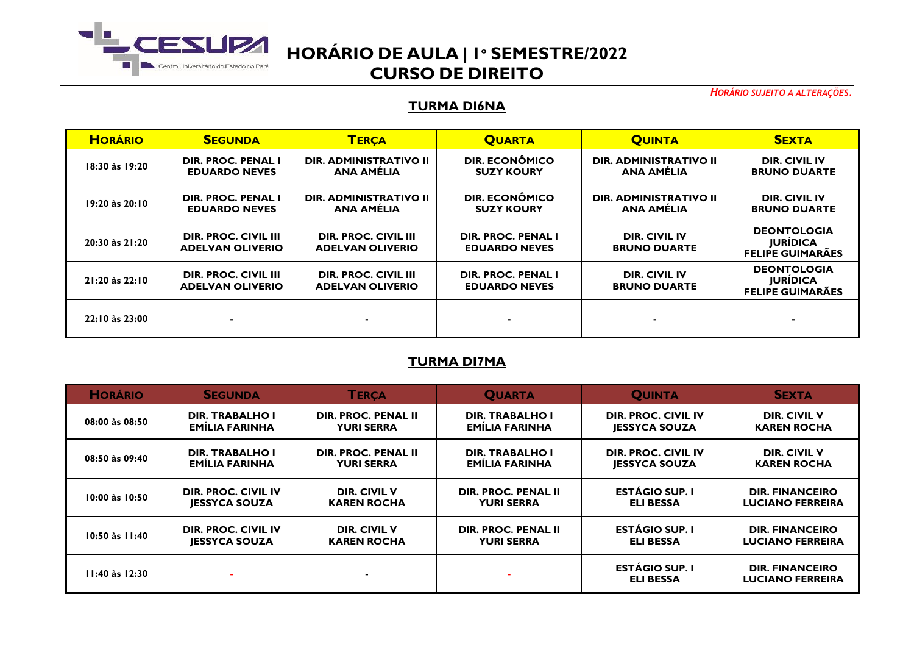# HORÁRIO DE AULA | 1º SEMESTRE/2022
# CURSO DE DIREITO

*HORÁRIO SUJEITO A ALTERAÇÕES.*

## TURMA DI6NA

| HORÁRIO | SEGUNDA | TERÇA | QUARTA | QUINTA | SEXTA |
|---|---|---|---|---|---|
| 18:30 às 19:20 | DIR. PROC. PENAL I EDUARDO NEVES | DIR. ADMINISTRATIVO II ANA AMÉLIA | DIR. ECONÔMICO SUZY KOURY | DIR. ADMINISTRATIVO II ANA AMÉLIA | DIR. CIVIL IV BRUNO DUARTE |
| 19:20 às 20:10 | DIR. PROC. PENAL I EDUARDO NEVES | DIR. ADMINISTRATIVO II ANA AMÉLIA | DIR. ECONÔMICO SUZY KOURY | DIR. ADMINISTRATIVO II ANA AMÉLIA | DIR. CIVIL IV BRUNO DUARTE |
| 20:30 às 21:20 | DIR. PROC. CIVIL III ADELVAN OLIVERIO | DIR. PROC. CIVIL III ADELVAN OLIVERIO | DIR. PROC. PENAL I EDUARDO NEVES | DIR. CIVIL IV BRUNO DUARTE | DEONTOLOGIA JURÍDICA FELIPE GUIMARÃES |
| 21:20 às 22:10 | DIR. PROC. CIVIL III ADELVAN OLIVERIO | DIR. PROC. CIVIL III ADELVAN OLIVERIO | DIR. PROC. PENAL I EDUARDO NEVES | DIR. CIVIL IV BRUNO DUARTE | DEONTOLOGIA JURÍDICA FELIPE GUIMARÃES |
| 22:10 às 23:00 | - | - | - | - | - |

## TURMA DI7MA

| HORÁRIO | SEGUNDA | TERÇA | QUARTA | QUINTA | SEXTA |
|---|---|---|---|---|---|
| 08:00 às 08:50 | DIR. TRABALHO I EMÍLIA FARINHA | DIR. PROC. PENAL II YURI SERRA | DIR. TRABALHO I EMÍLIA FARINHA | DIR. PROC. CIVIL IV JESSYCA SOUZA | DIR. CIVIL V KAREN ROCHA |
| 08:50 às 09:40 | DIR. TRABALHO I EMÍLIA FARINHA | DIR. PROC. PENAL II YURI SERRA | DIR. TRABALHO I EMÍLIA FARINHA | DIR. PROC. CIVIL IV JESSYCA SOUZA | DIR. CIVIL V KAREN ROCHA |
| 10:00 às 10:50 | DIR. PROC. CIVIL IV JESSYCA SOUZA | DIR. CIVIL V KAREN ROCHA | DIR. PROC. PENAL II YURI SERRA | ESTÁGIO SUP. I ELI BESSA | DIR. FINANCEIRO LUCIANO FERREIRA |
| 10:50 às 11:40 | DIR. PROC. CIVIL IV JESSYCA SOUZA | DIR. CIVIL V KAREN ROCHA | DIR. PROC. PENAL II YURI SERRA | ESTÁGIO SUP. I ELI BESSA | DIR. FINANCEIRO LUCIANO FERREIRA |
| 11:40 às 12:30 | - | - | - | ESTÁGIO SUP. I ELI BESSA | DIR. FINANCEIRO LUCIANO FERREIRA |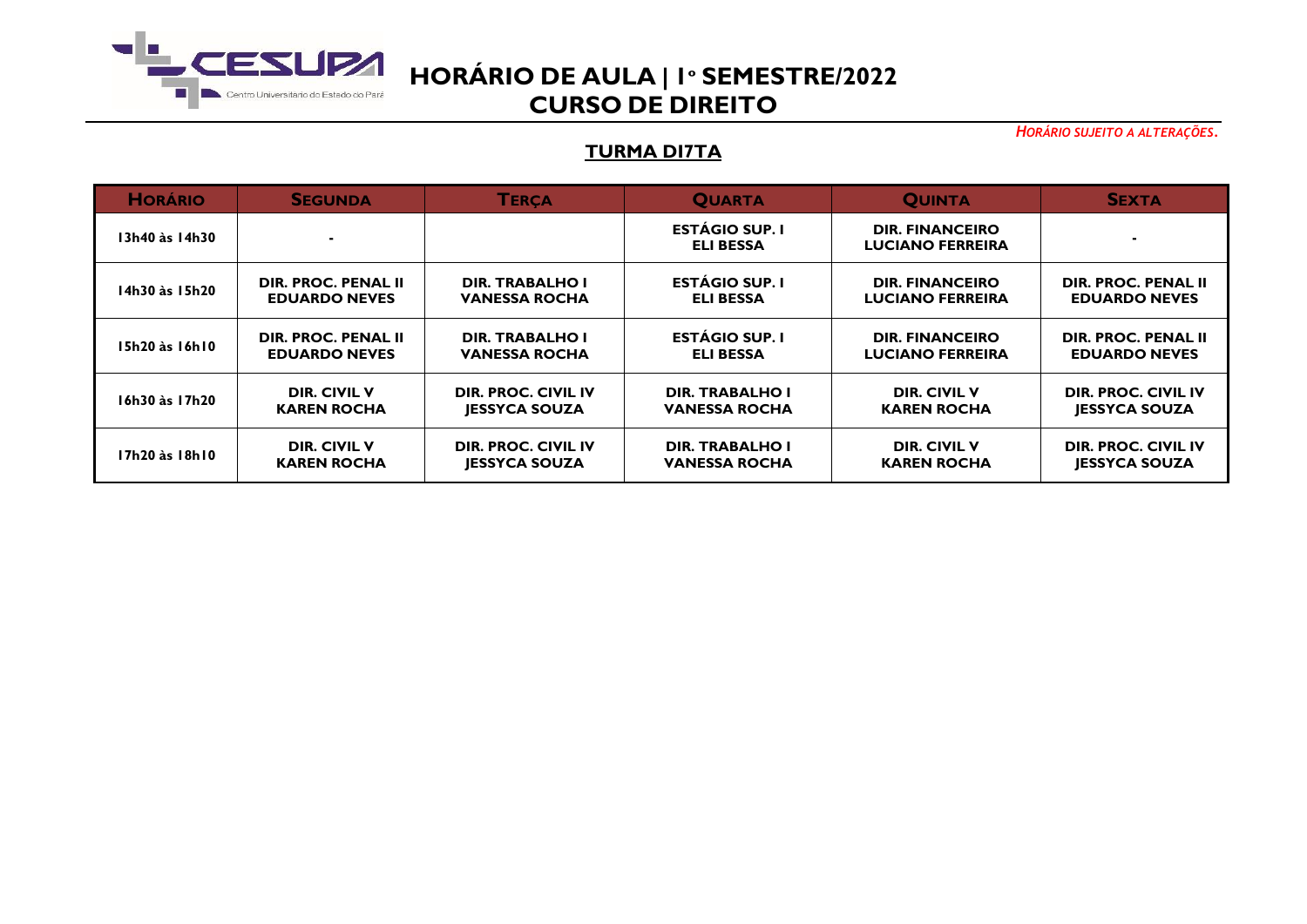# HORÁRIO DE AULA | 1º SEMESTRE/2022
# CURSO DE DIREITO

*HORÁRIO SUJEITO A ALTERAÇÕES.*

## TURMA DI7TA

| HORÁRIO | SEGUNDA | TERÇA | QUARTA | QUINTA | SEXTA |
|---|---|---|---|---|---|
| 13h40 às 14h30 | - | | ESTÁGIO SUP. I<br>ELI BESSA | DIR. FINANCEIRO<br>LUCIANO FERREIRA | - |
| 14h30 às 15h20 | DIR. PROC. PENAL II<br>EDUARDO NEVES | DIR. TRABALHO I<br>VANESSA ROCHA | ESTÁGIO SUP. I<br>ELI BESSA | DIR. FINANCEIRO<br>LUCIANO FERREIRA | DIR. PROC. PENAL II<br>EDUARDO NEVES |
| 15h20 às 16h10 | DIR. PROC. PENAL II<br>EDUARDO NEVES | DIR. TRABALHO I<br>VANESSA ROCHA | ESTÁGIO SUP. I<br>ELI BESSA | DIR. FINANCEIRO<br>LUCIANO FERREIRA | DIR. PROC. PENAL II<br>EDUARDO NEVES |
| 16h30 às 17h20 | DIR. CIVIL V<br>KAREN ROCHA | DIR. PROC. CIVIL IV<br>JESSYCA SOUZA | DIR. TRABALHO I<br>VANESSA ROCHA | DIR. CIVIL V<br>KAREN ROCHA | DIR. PROC. CIVIL IV<br>JESSYCA SOUZA |
| 17h20 às 18h10 | DIR. CIVIL V<br>KAREN ROCHA | DIR. PROC. CIVIL IV<br>JESSYCA SOUZA | DIR. TRABALHO I<br>VANESSA ROCHA | DIR. CIVIL V<br>KAREN ROCHA | DIR. PROC. CIVIL IV<br>JESSYCA SOUZA |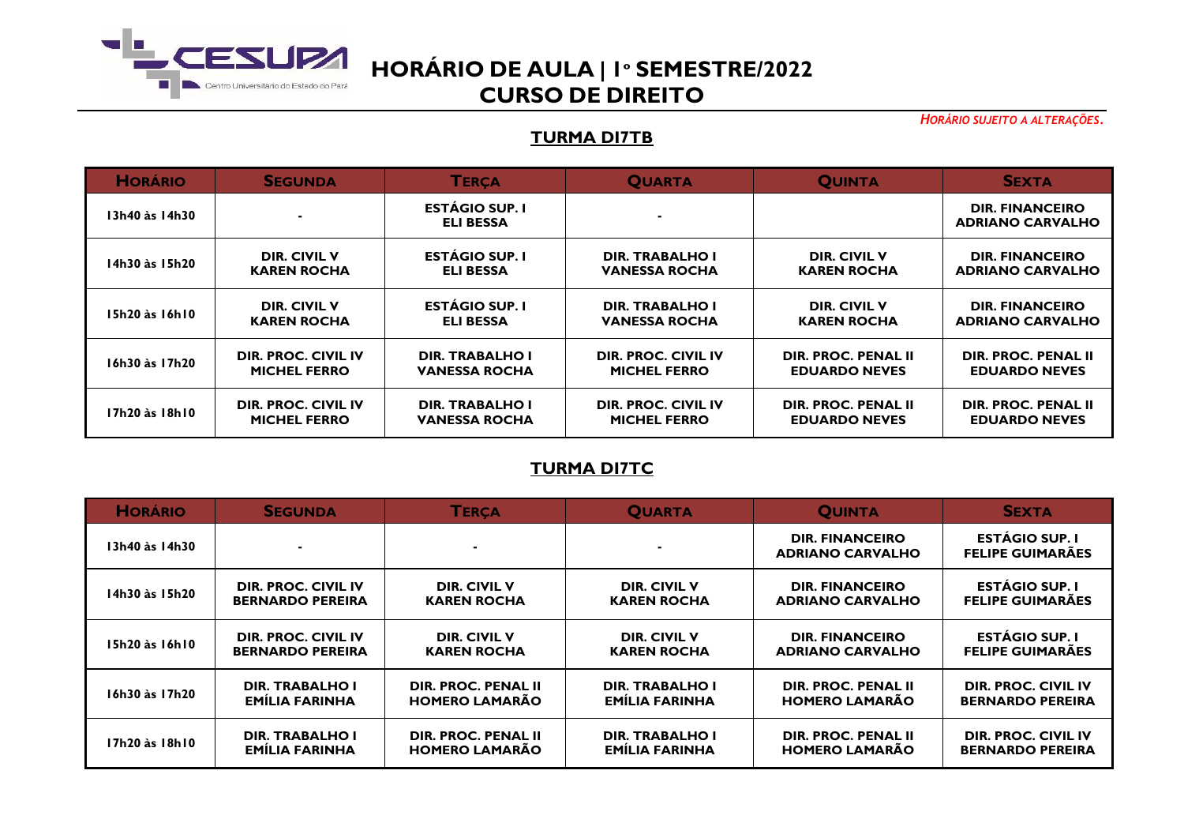# HORÁRIO DE AULA | 1º SEMESTRE/2022
# CURSO DE DIREITO

*HORÁRIO SUJEITO A ALTERAÇÕES.*

## TURMA DI7TB

| HORÁRIO | SEGUNDA | TERÇA | QUARTA | QUINTA | SEXTA |
|---|---|---|---|---|---|
| 13h40 às 14h30 | - | ESTÁGIO SUP. I ELI BESSA | - | | DIR. FINANCEIRO ADRIANO CARVALHO |
| 14h30 às 15h20 | DIR. CIVIL V KAREN ROCHA | ESTÁGIO SUP. I ELI BESSA | DIR. TRABALHO I VANESSA ROCHA | DIR. CIVIL V KAREN ROCHA | DIR. FINANCEIRO ADRIANO CARVALHO |
| 15h20 às 16h10 | DIR. CIVIL V KAREN ROCHA | ESTÁGIO SUP. I ELI BESSA | DIR. TRABALHO I VANESSA ROCHA | DIR. CIVIL V KAREN ROCHA | DIR. FINANCEIRO ADRIANO CARVALHO |
| 16h30 às 17h20 | DIR. PROC. CIVIL IV MICHEL FERRO | DIR. TRABALHO I VANESSA ROCHA | DIR. PROC. CIVIL IV MICHEL FERRO | DIR. PROC. PENAL II EDUARDO NEVES | DIR. PROC. PENAL II EDUARDO NEVES |
| 17h20 às 18h10 | DIR. PROC. CIVIL IV MICHEL FERRO | DIR. TRABALHO I VANESSA ROCHA | DIR. PROC. CIVIL IV MICHEL FERRO | DIR. PROC. PENAL II EDUARDO NEVES | DIR. PROC. PENAL II EDUARDO NEVES |

## TURMA DI7TC

| HORÁRIO | SEGUNDA | TERÇA | QUARTA | QUINTA | SEXTA |
|---|---|---|---|---|---|
| 13h40 às 14h30 | - | - | - | DIR. FINANCEIRO ADRIANO CARVALHO | ESTÁGIO SUP. I FELIPE GUIMARÃES |
| 14h30 às 15h20 | DIR. PROC. CIVIL IV BERNARDO PEREIRA | DIR. CIVIL V KAREN ROCHA | DIR. CIVIL V KAREN ROCHA | DIR. FINANCEIRO ADRIANO CARVALHO | ESTÁGIO SUP. I FELIPE GUIMARÃES |
| 15h20 às 16h10 | DIR. PROC. CIVIL IV BERNARDO PEREIRA | DIR. CIVIL V KAREN ROCHA | DIR. CIVIL V KAREN ROCHA | DIR. FINANCEIRO ADRIANO CARVALHO | ESTÁGIO SUP. I FELIPE GUIMARÃES |
| 16h30 às 17h20 | DIR. TRABALHO I EMÍLIA FARINHA | DIR. PROC. PENAL II HOMERO LAMARÃO | DIR. TRABALHO I EMÍLIA FARINHA | DIR. PROC. PENAL II HOMERO LAMARÃO | DIR. PROC. CIVIL IV BERNARDO PEREIRA |
| 17h20 às 18h10 | DIR. TRABALHO I EMÍLIA FARINHA | DIR. PROC. PENAL II HOMERO LAMARÃO | DIR. TRABALHO I EMÍLIA FARINHA | DIR. PROC. PENAL II HOMERO LAMARÃO | DIR. PROC. CIVIL IV BERNARDO PEREIRA |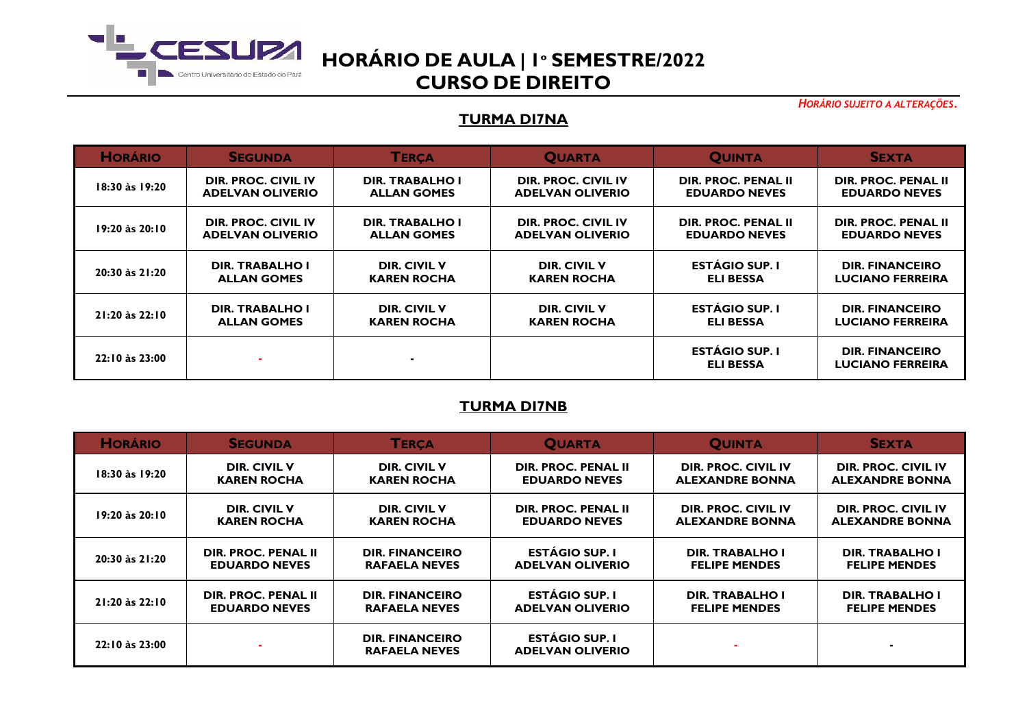# HORÁRIO DE AULA | 1º SEMESTRE/2022
# CURSO DE DIREITO

*HORÁRIO SUJEITO A ALTERAÇÕES.*

## TURMA DI7NA

| HORÁRIO | SEGUNDA | TERÇA | QUARTA | QUINTA | SEXTA |
|---|---|---|---|---|---|
| 18:30 às 19:20 | DIR. PROC. CIVIL IV ADELVAN OLIVERIO | DIR. TRABALHO I ALLAN GOMES | DIR. PROC. CIVIL IV ADELVAN OLIVERIO | DIR. PROC. PENAL II EDUARDO NEVES | DIR. PROC. PENAL II EDUARDO NEVES |
| 19:20 às 20:10 | DIR. PROC. CIVIL IV ADELVAN OLIVERIO | DIR. TRABALHO I ALLAN GOMES | DIR. PROC. CIVIL IV ADELVAN OLIVERIO | DIR. PROC. PENAL II EDUARDO NEVES | DIR. PROC. PENAL II EDUARDO NEVES |
| 20:30 às 21:20 | DIR. TRABALHO I ALLAN GOMES | DIR. CIVIL V KAREN ROCHA | DIR. CIVIL V KAREN ROCHA | ESTÁGIO SUP. I ELI BESSA | DIR. FINANCEIRO LUCIANO FERREIRA |
| 21:20 às 22:10 | DIR. TRABALHO I ALLAN GOMES | DIR. CIVIL V KAREN ROCHA | DIR. CIVIL V KAREN ROCHA | ESTÁGIO SUP. I ELI BESSA | DIR. FINANCEIRO LUCIANO FERREIRA |
| 22:10 às 23:00 | - | - | | ESTÁGIO SUP. I ELI BESSA | DIR. FINANCEIRO LUCIANO FERREIRA |

## TURMA DI7NB

| HORÁRIO | SEGUNDA | TERÇA | QUARTA | QUINTA | SEXTA |
|---|---|---|---|---|---|
| 18:30 às 19:20 | DIR. CIVIL V KAREN ROCHA | DIR. CIVIL V KAREN ROCHA | DIR. PROC. PENAL II EDUARDO NEVES | DIR. PROC. CIVIL IV ALEXANDRE BONNA | DIR. PROC. CIVIL IV ALEXANDRE BONNA |
| 19:20 às 20:10 | DIR. CIVIL V KAREN ROCHA | DIR. CIVIL V KAREN ROCHA | DIR. PROC. PENAL II EDUARDO NEVES | DIR. PROC. CIVIL IV ALEXANDRE BONNA | DIR. PROC. CIVIL IV ALEXANDRE BONNA |
| 20:30 às 21:20 | DIR. PROC. PENAL II EDUARDO NEVES | DIR. FINANCEIRO RAFAELA NEVES | ESTÁGIO SUP. I ADELVAN OLIVERIO | DIR. TRABALHO I FELIPE MENDES | DIR. TRABALHO I FELIPE MENDES |
| 21:20 às 22:10 | DIR. PROC. PENAL II EDUARDO NEVES | DIR. FINANCEIRO RAFAELA NEVES | ESTÁGIO SUP. I ADELVAN OLIVERIO | DIR. TRABALHO I FELIPE MENDES | DIR. TRABALHO I FELIPE MENDES |
| 22:10 às 23:00 | - | DIR. FINANCEIRO RAFAELA NEVES | ESTÁGIO SUP. I ADELVAN OLIVERIO | - | - |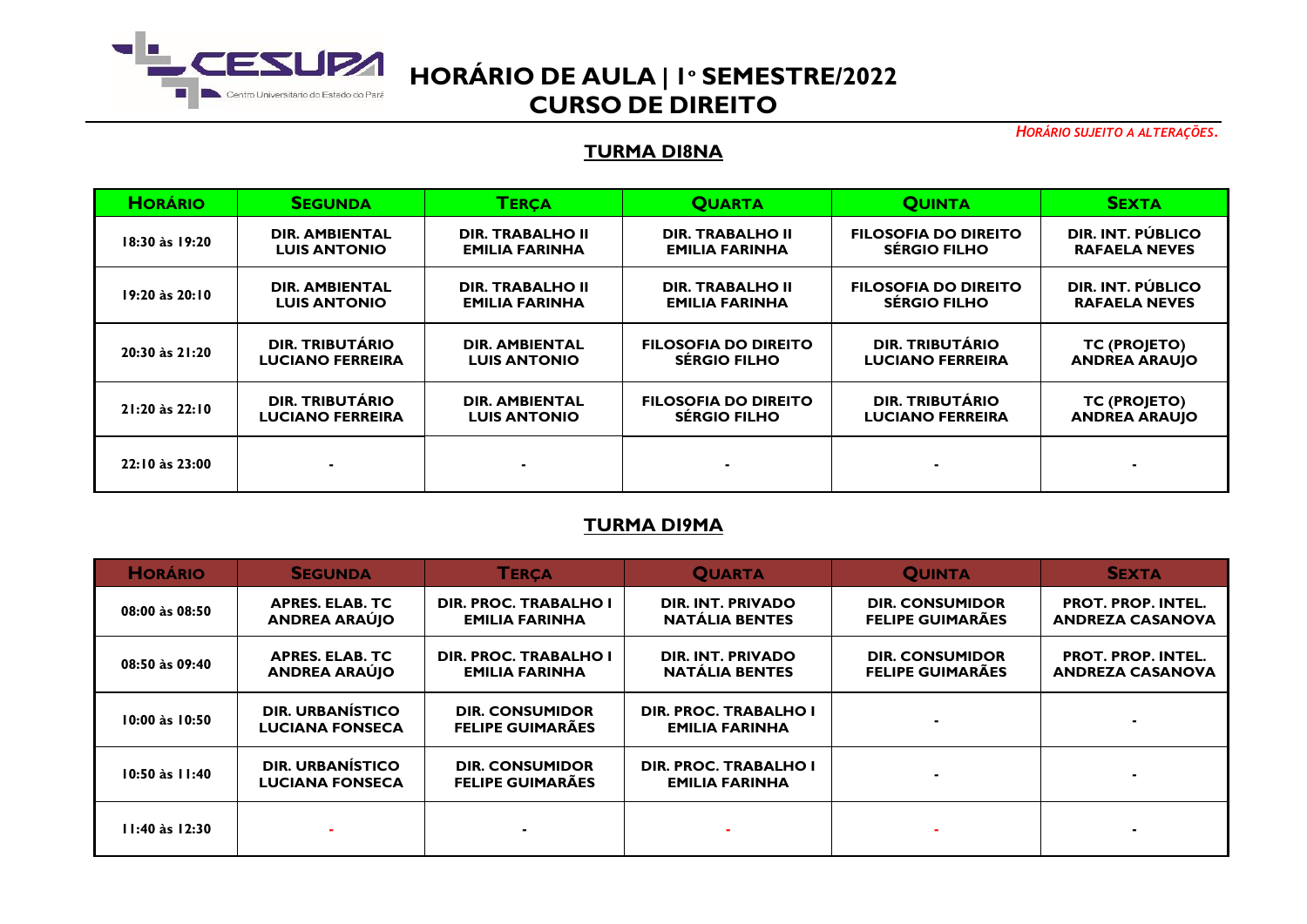# HORÁRIO DE AULA | 1º SEMESTRE/2022
# CURSO DE DIREITO

*HORÁRIO SUJEITO A ALTERAÇÕES.*

## TURMA DI8NA

| HORÁRIO | SEGUNDA | TERÇA | QUARTA | QUINTA | SEXTA |
|---|---|---|---|---|---|
| 18:30 às 19:20 | DIR. AMBIENTAL LUIS ANTONIO | DIR. TRABALHO II EMILIA FARINHA | DIR. TRABALHO II EMILIA FARINHA | FILOSOFIA DO DIREITO SÉRGIO FILHO | DIR. INT. PÚBLICO RAFAELA NEVES |
| 19:20 às 20:10 | DIR. AMBIENTAL LUIS ANTONIO | DIR. TRABALHO II EMILIA FARINHA | DIR. TRABALHO II EMILIA FARINHA | FILOSOFIA DO DIREITO SÉRGIO FILHO | DIR. INT. PÚBLICO RAFAELA NEVES |
| 20:30 às 21:20 | DIR. TRIBUTÁRIO LUCIANO FERREIRA | DIR. AMBIENTAL LUIS ANTONIO | FILOSOFIA DO DIREITO SÉRGIO FILHO | DIR. TRIBUTÁRIO LUCIANO FERREIRA | TC (PROJETO) ANDREA ARAUJO |
| 21:20 às 22:10 | DIR. TRIBUTÁRIO LUCIANO FERREIRA | DIR. AMBIENTAL LUIS ANTONIO | FILOSOFIA DO DIREITO SÉRGIO FILHO | DIR. TRIBUTÁRIO LUCIANO FERREIRA | TC (PROJETO) ANDREA ARAUJO |
| 22:10 às 23:00 | - | - | - | - | - |

## TURMA DI9MA

| HORÁRIO | SEGUNDA | TERÇA | QUARTA | QUINTA | SEXTA |
|---|---|---|---|---|---|
| 08:00 às 08:50 | APRES. ELAB. TC ANDREA ARAÚJO | DIR. PROC. TRABALHO I EMILIA FARINHA | DIR. INT. PRIVADO NATÁLIA BENTES | DIR. CONSUMIDOR FELIPE GUIMARÃES | PROT. PROP. INTEL. ANDREZA CASANOVA |
| 08:50 às 09:40 | APRES. ELAB. TC ANDREA ARAÚJO | DIR. PROC. TRABALHO I EMILIA FARINHA | DIR. INT. PRIVADO NATÁLIA BENTES | DIR. CONSUMIDOR FELIPE GUIMARÃES | PROT. PROP. INTEL. ANDREZA CASANOVA |
| 10:00 às 10:50 | DIR. URBANÍSTICO LUCIANA FONSECA | DIR. CONSUMIDOR FELIPE GUIMARÃES | DIR. PROC. TRABALHO I EMILIA FARINHA | - | - |
| 10:50 às 11:40 | DIR. URBANÍSTICO LUCIANA FONSECA | DIR. CONSUMIDOR FELIPE GUIMARÃES | DIR. PROC. TRABALHO I EMILIA FARINHA | - | - |
| 11:40 às 12:30 | - | - | - | - | - |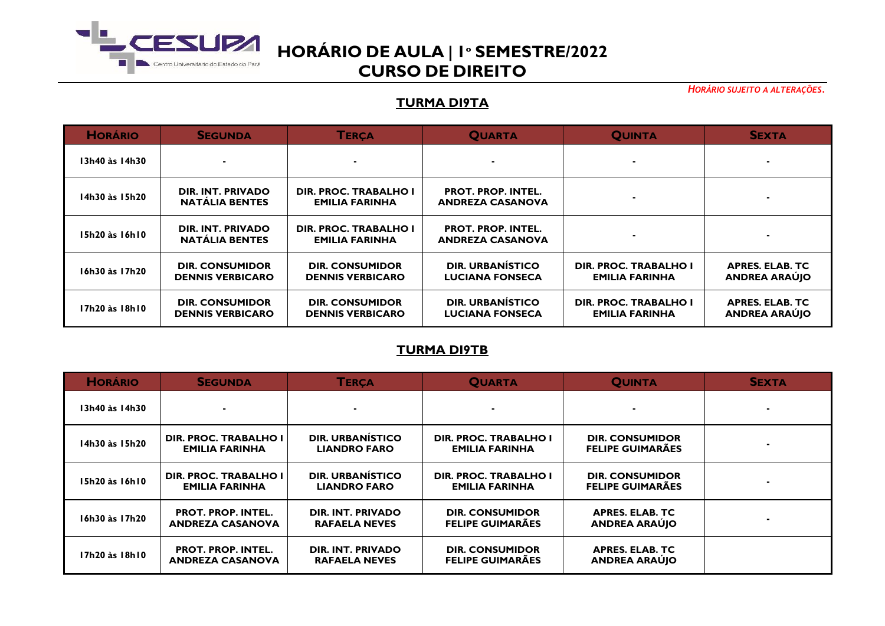# HORÁRIO DE AULA | 1º SEMESTRE/2022
# CURSO DE DIREITO

*HORÁRIO SUJEITO A ALTERAÇÕES.*

## TURMA DI9TA

| HORÁRIO | SEGUNDA | TERÇA | QUARTA | QUINTA | SEXTA |
|---|---|---|---|---|---|
| 13h40 às 14h30 | - | - | - | - | - |
| 14h30 às 15h20 | DIR. INT. PRIVADO NATÁLIA BENTES | DIR. PROC. TRABALHO I EMILIA FARINHA | PROT. PROP. INTEL. ANDREZA CASANOVA | - | - |
| 15h20 às 16h10 | DIR. INT. PRIVADO NATÁLIA BENTES | DIR. PROC. TRABALHO I EMILIA FARINHA | PROT. PROP. INTEL. ANDREZA CASANOVA | - | - |
| 16h30 às 17h20 | DIR. CONSUMIDOR DENNIS VERBICARO | DIR. CONSUMIDOR DENNIS VERBICARO | DIR. URBANÍSTICO LUCIANA FONSECA | DIR. PROC. TRABALHO I EMILIA FARINHA | APRES. ELAB. TC ANDREA ARAÚJO |
| 17h20 às 18h10 | DIR. CONSUMIDOR DENNIS VERBICARO | DIR. CONSUMIDOR DENNIS VERBICARO | DIR. URBANÍSTICO LUCIANA FONSECA | DIR. PROC. TRABALHO I EMILIA FARINHA | APRES. ELAB. TC ANDREA ARAÚJO |

## TURMA DI9TB

| HORÁRIO | SEGUNDA | TERÇA | QUARTA | QUINTA | SEXTA |
|---|---|---|---|---|---|
| 13h40 às 14h30 | - | - | - | - | - |
| 14h30 às 15h20 | DIR. PROC. TRABALHO I EMILIA FARINHA | DIR. URBANÍSTICO LIANDRO FARO | DIR. PROC. TRABALHO I EMILIA FARINHA | DIR. CONSUMIDOR FELIPE GUIMARÃES | - |
| 15h20 às 16h10 | DIR. PROC. TRABALHO I EMILIA FARINHA | DIR. URBANÍSTICO LIANDRO FARO | DIR. PROC. TRABALHO I EMILIA FARINHA | DIR. CONSUMIDOR FELIPE GUIMARÃES | - |
| 16h30 às 17h20 | PROT. PROP. INTEL. ANDREZA CASANOVA | DIR. INT. PRIVADO RAFAELA NEVES | DIR. CONSUMIDOR FELIPE GUIMARÃES | APRES. ELAB. TC ANDREA ARAÚJO | - |
| 17h20 às 18h10 | PROT. PROP. INTEL. ANDREZA CASANOVA | DIR. INT. PRIVADO RAFAELA NEVES | DIR. CONSUMIDOR FELIPE GUIMARÃES | APRES. ELAB. TC ANDREA ARAÚJO | |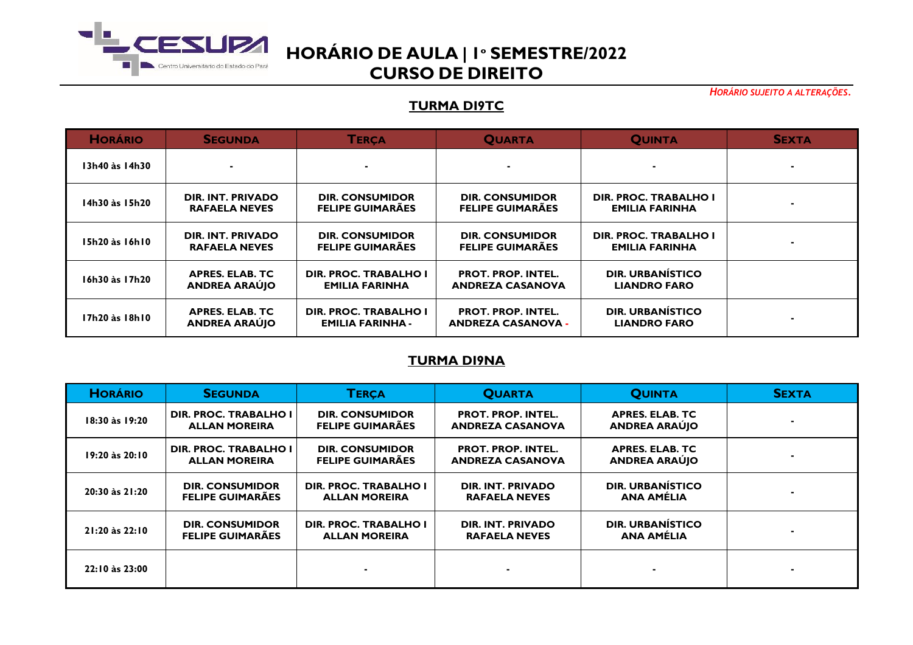# HORÁRIO DE AULA | 1º SEMESTRE/2022
# CURSO DE DIREITO

*HORÁRIO SUJEITO A ALTERAÇÕES.*

## TURMA DI9TC

| HORÁRIO | SEGUNDA | TERÇA | QUARTA | QUINTA | SEXTA |
|---|---|---|---|---|---|
| 13h40 às 14h30 | - | - | - | - | - |
| 14h30 às 15h20 | DIR. INT. PRIVADO RAFAELA NEVES | DIR. CONSUMIDOR FELIPE GUIMARÃES | DIR. CONSUMIDOR FELIPE GUIMARÃES | DIR. PROC. TRABALHO I EMILIA FARINHA | - |
| 15h20 às 16h10 | DIR. INT. PRIVADO RAFAELA NEVES | DIR. CONSUMIDOR FELIPE GUIMARÃES | DIR. CONSUMIDOR FELIPE GUIMARÃES | DIR. PROC. TRABALHO I EMILIA FARINHA | - |
| 16h30 às 17h20 | APRES. ELAB. TC ANDREA ARAÚJO | DIR. PROC. TRABALHO I EMILIA FARINHA | PROT. PROP. INTEL. ANDREZA CASANOVA | DIR. URBANÍSTICO LIANDRO FARO | |
| 17h20 às 18h10 | APRES. ELAB. TC ANDREA ARAÚJO | DIR. PROC. TRABALHO I EMILIA FARINHA - | PROT. PROP. INTEL. ANDREZA CASANOVA - | DIR. URBANÍSTICO LIANDRO FARO | - |

## TURMA DI9NA

| HORÁRIO | SEGUNDA | TERÇA | QUARTA | QUINTA | SEXTA |
|---|---|---|---|---|---|
| 18:30 às 19:20 | DIR. PROC. TRABALHO I ALLAN MOREIRA | DIR. CONSUMIDOR FELIPE GUIMARÃES | PROT. PROP. INTEL. ANDREZA CASANOVA | APRES. ELAB. TC ANDREA ARAÚJO | - |
| 19:20 às 20:10 | DIR. PROC. TRABALHO I ALLAN MOREIRA | DIR. CONSUMIDOR FELIPE GUIMARÃES | PROT. PROP. INTEL. ANDREZA CASANOVA | APRES. ELAB. TC ANDREA ARAÚJO | - |
| 20:30 às 21:20 | DIR. CONSUMIDOR FELIPE GUIMARÃES | DIR. PROC. TRABALHO I ALLAN MOREIRA | DIR. INT. PRIVADO RAFAELA NEVES | DIR. URBANÍSTICO ANA AMÉLIA | - |
| 21:20 às 22:10 | DIR. CONSUMIDOR FELIPE GUIMARÃES | DIR. PROC. TRABALHO I ALLAN MOREIRA | DIR. INT. PRIVADO RAFAELA NEVES | DIR. URBANÍSTICO ANA AMÉLIA | - |
| 22:10 às 23:00 | | - | - | - | - |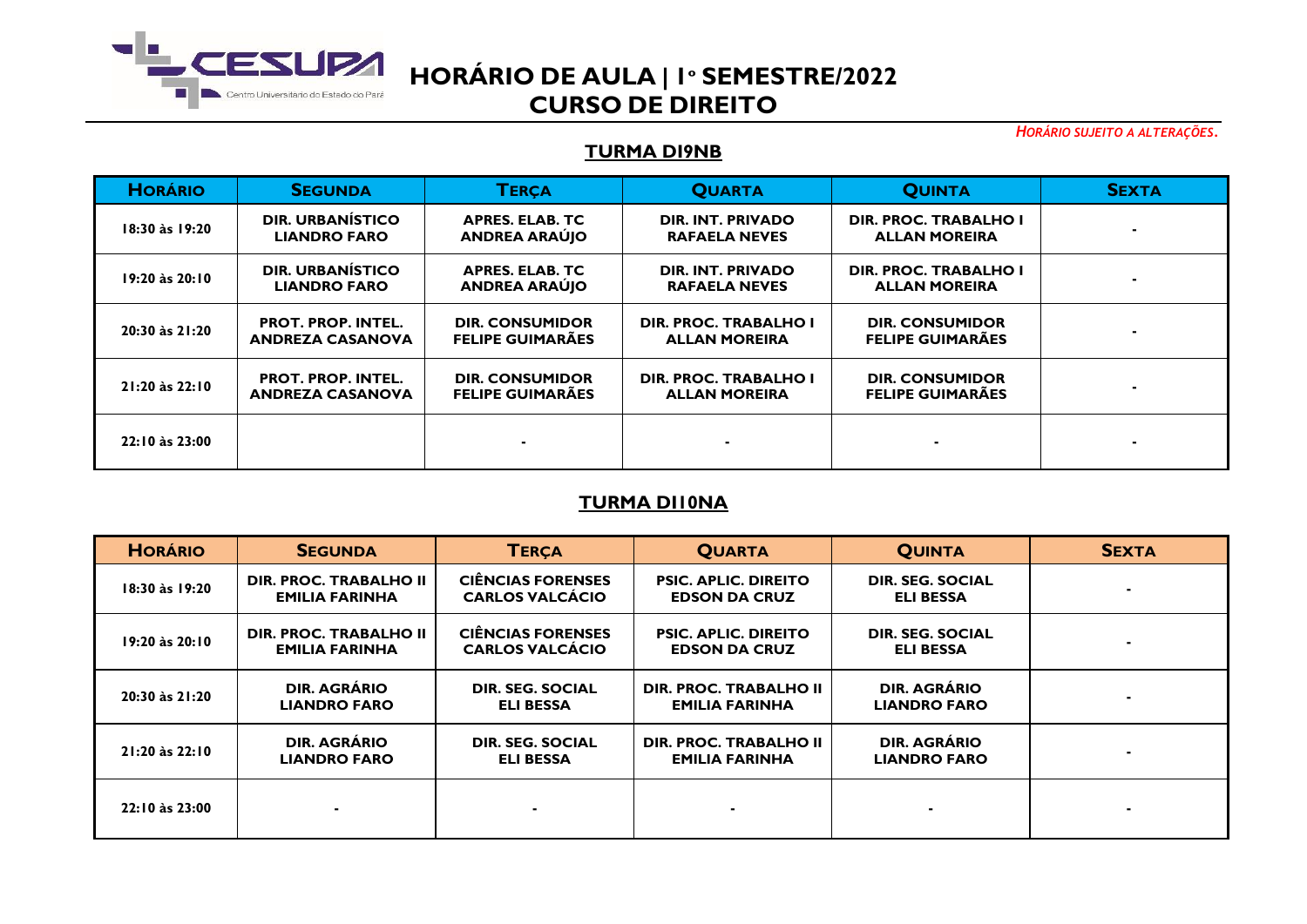# HORÁRIO DE AULA | 1º SEMESTRE/2022
# CURSO DE DIREITO

*HORÁRIO SUJEITO A ALTERAÇÕES.*

## TURMA DI9NB

| HORÁRIO | SEGUNDA | TERÇA | QUARTA | QUINTA | SEXTA |
|---|---|---|---|---|---|
| 18:30 às 19:20 | DIR. URBANÍSTICO LIANDRO FARO | APRES. ELAB. TC ANDREA ARAÚJO | DIR. INT. PRIVADO RAFAELA NEVES | DIR. PROC. TRABALHO I ALLAN MOREIRA | - |
| 19:20 às 20:10 | DIR. URBANÍSTICO LIANDRO FARO | APRES. ELAB. TC ANDREA ARAÚJO | DIR. INT. PRIVADO RAFAELA NEVES | DIR. PROC. TRABALHO I ALLAN MOREIRA | - |
| 20:30 às 21:20 | PROT. PROP. INTEL. ANDREZA CASANOVA | DIR. CONSUMIDOR FELIPE GUIMARÃES | DIR. PROC. TRABALHO I ALLAN MOREIRA | DIR. CONSUMIDOR FELIPE GUIMARÃES | - |
| 21:20 às 22:10 | PROT. PROP. INTEL. ANDREZA CASANOVA | DIR. CONSUMIDOR FELIPE GUIMARÃES | DIR. PROC. TRABALHO I ALLAN MOREIRA | DIR. CONSUMIDOR FELIPE GUIMARÃES | - |
| 22:10 às 23:00 | | - | - | - | - |

## TURMA DI10NA

| HORÁRIO | SEGUNDA | TERÇA | QUARTA | QUINTA | SEXTA |
|---|---|---|---|---|---|
| 18:30 às 19:20 | DIR. PROC. TRABALHO II EMILIA FARINHA | CIÊNCIAS FORENSES CARLOS VALCÁCIO | PSIC. APLIC. DIREITO EDSON DA CRUZ | DIR. SEG. SOCIAL ELI BESSA | - |
| 19:20 às 20:10 | DIR. PROC. TRABALHO II EMILIA FARINHA | CIÊNCIAS FORENSES CARLOS VALCÁCIO | PSIC. APLIC. DIREITO EDSON DA CRUZ | DIR. SEG. SOCIAL ELI BESSA | - |
| 20:30 às 21:20 | DIR. AGRÁRIO LIANDRO FARO | DIR. SEG. SOCIAL ELI BESSA | DIR. PROC. TRABALHO II EMILIA FARINHA | DIR. AGRÁRIO LIANDRO FARO | - |
| 21:20 às 22:10 | DIR. AGRÁRIO LIANDRO FARO | DIR. SEG. SOCIAL ELI BESSA | DIR. PROC. TRABALHO II EMILIA FARINHA | DIR. AGRÁRIO LIANDRO FARO | - |
| 22:10 às 23:00 | - | - | - | - | - |